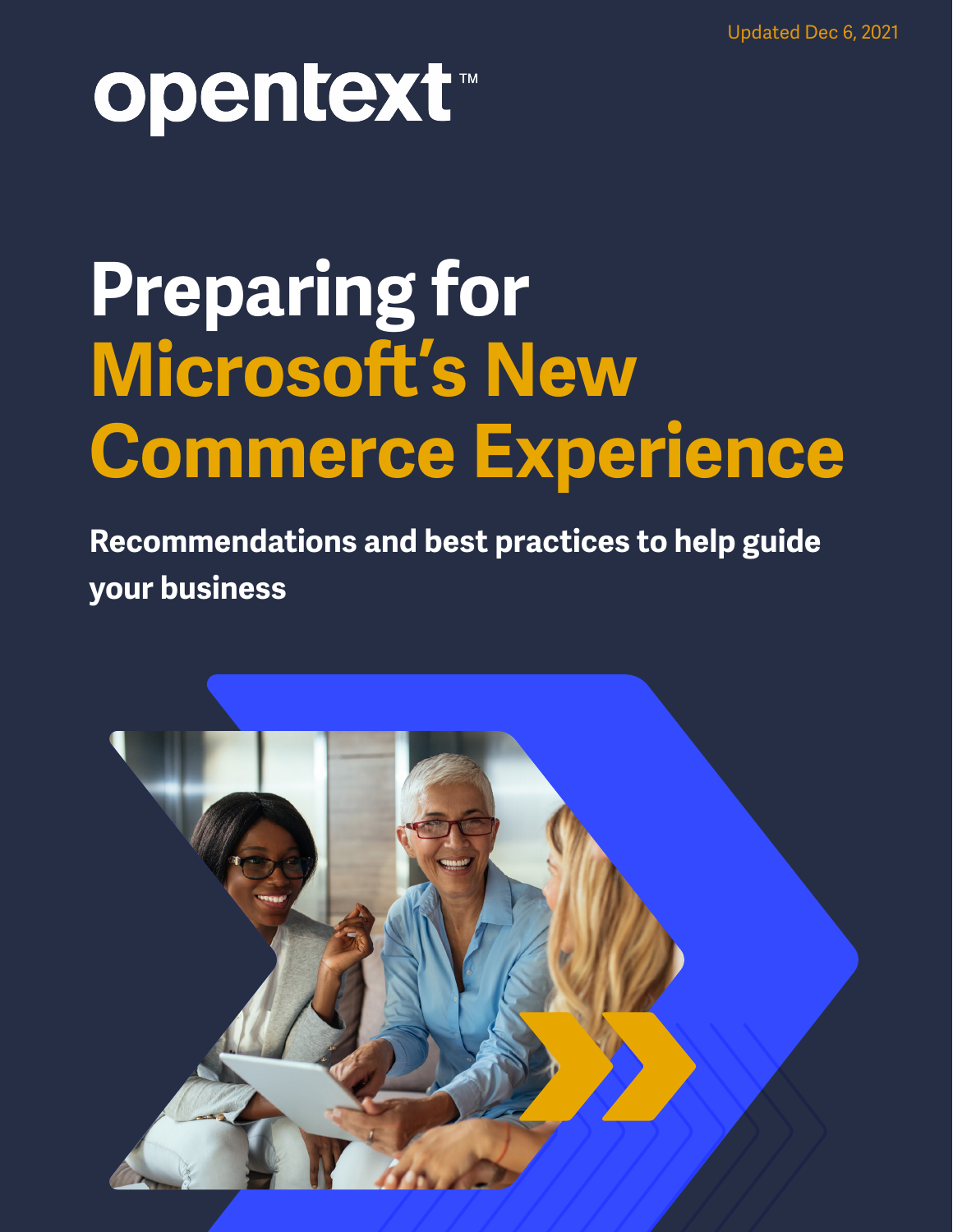Updated Dec 6, 2021

opentext™

# Preparing for Microsoft's New Commerce Experience

**Recommendations and best practices to help guide your business**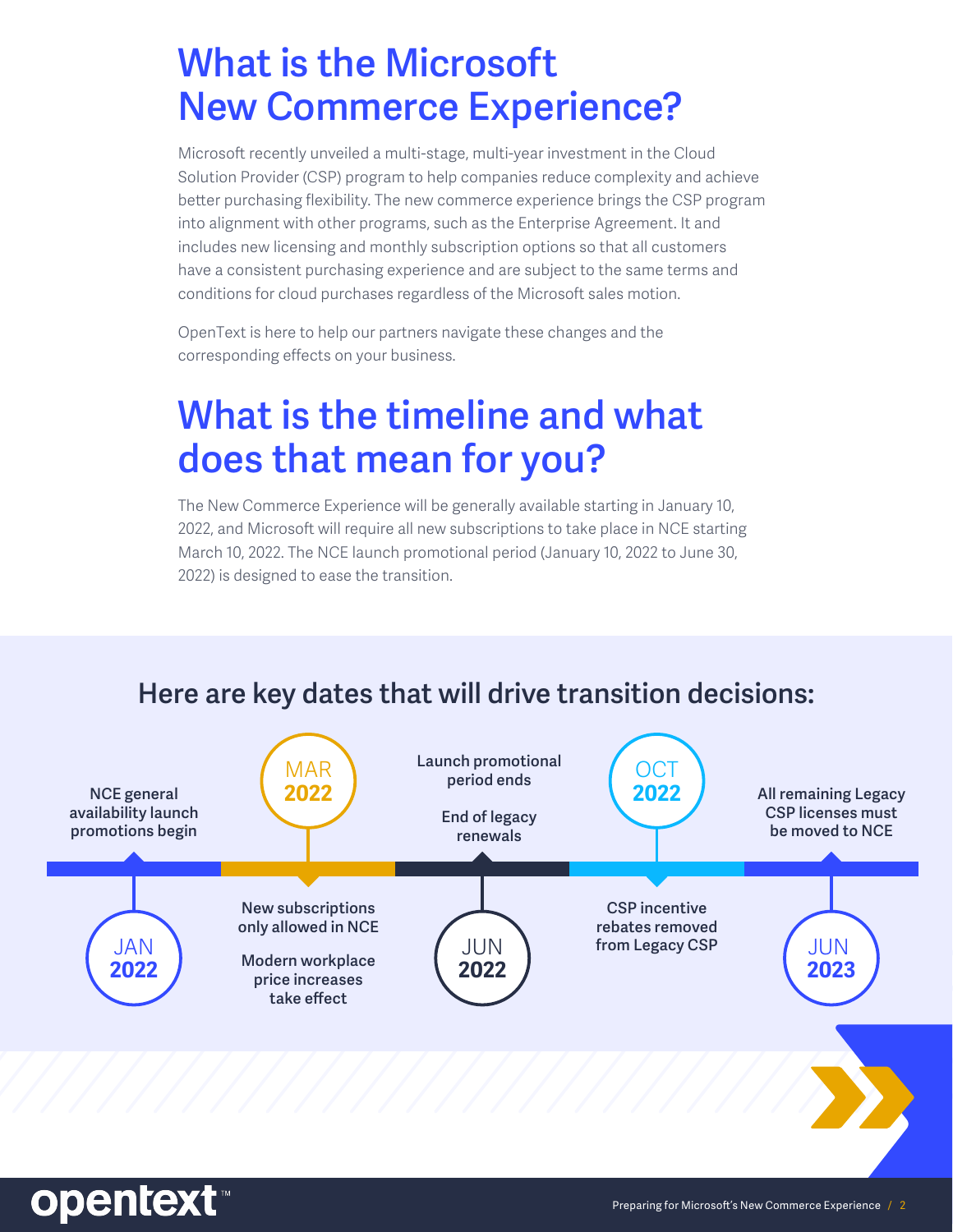# What is the Microsoft New Commerce Experience?

Microsoft recently unveiled a multi-stage, multi-year investment in the Cloud Solution Provider (CSP) program to help companies reduce complexity and achieve better purchasing flexibility. The new commerce experience brings the CSP program into alignment with other programs, such as the Enterprise Agreement. It and includes new licensing and monthly subscription options so that all customers have a consistent purchasing experience and are subject to the same terms and conditions for cloud purchases regardless of the Microsoft sales motion.

OpenText is here to help our partners navigate these changes and the corresponding effects on your business.

# What is the timeline and what does that mean for you?

The New Commerce Experience will be generally available starting in January 10, 2022, and Microsoft will require all new subscriptions to take place in NCE starting March 10, 2022. The NCE launch promotional period (January 10, 2022 to June 30, 2022) is designed to ease the transition.

## Here are key dates that will drive transition decisions:

- **JAN 2022**: NCE general availability launch promotions begin
- **MAR 2022**: New subscriptions only allowed in NCE; Modern workplace price increases take effect
- **JUN 2022**: Launch promotional period ends; End of legacy renewals
- **OCT 2022**: CSP incentive rebates removed from Legacy CSP
- **JUN 2023**: All remaining Legacy CSP licenses must be moved to NCE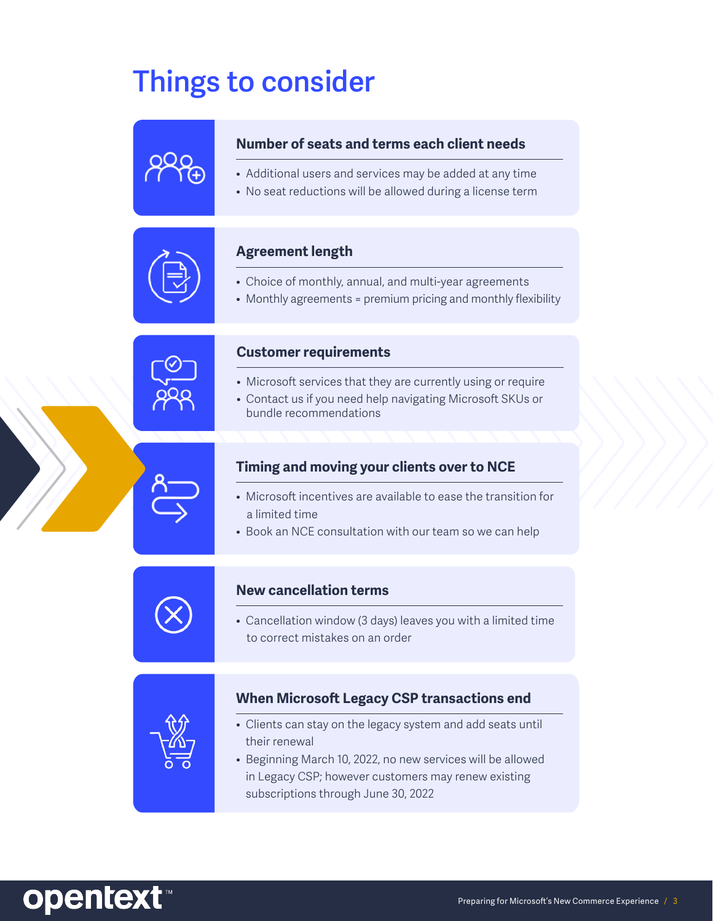# Things to consider

### Number of seats and terms each client needs

- Additional users and services may be added at any time
- No seat reductions will be allowed during a license term

### Agreement length

- Choice of monthly, annual, and multi-year agreements
- Monthly agreements = premium pricing and monthly flexibility

### Customer requirements

- Microsoft services that they are currently using or require
- Contact us if you need help navigating Microsoft SKUs or bundle recommendations

### Timing and moving your clients over to NCE

- Microsoft incentives are available to ease the transition for a limited time
- Book an NCE consultation with our team so we can help

### New cancellation terms

- Cancellation window (3 days) leaves you with a limited time to correct mistakes on an order

### When Microsoft Legacy CSP transactions end

- Clients can stay on the legacy system and add seats until their renewal
- Beginning March 10, 2022, no new services will be allowed in Legacy CSP; however customers may renew existing subscriptions through June 30, 2022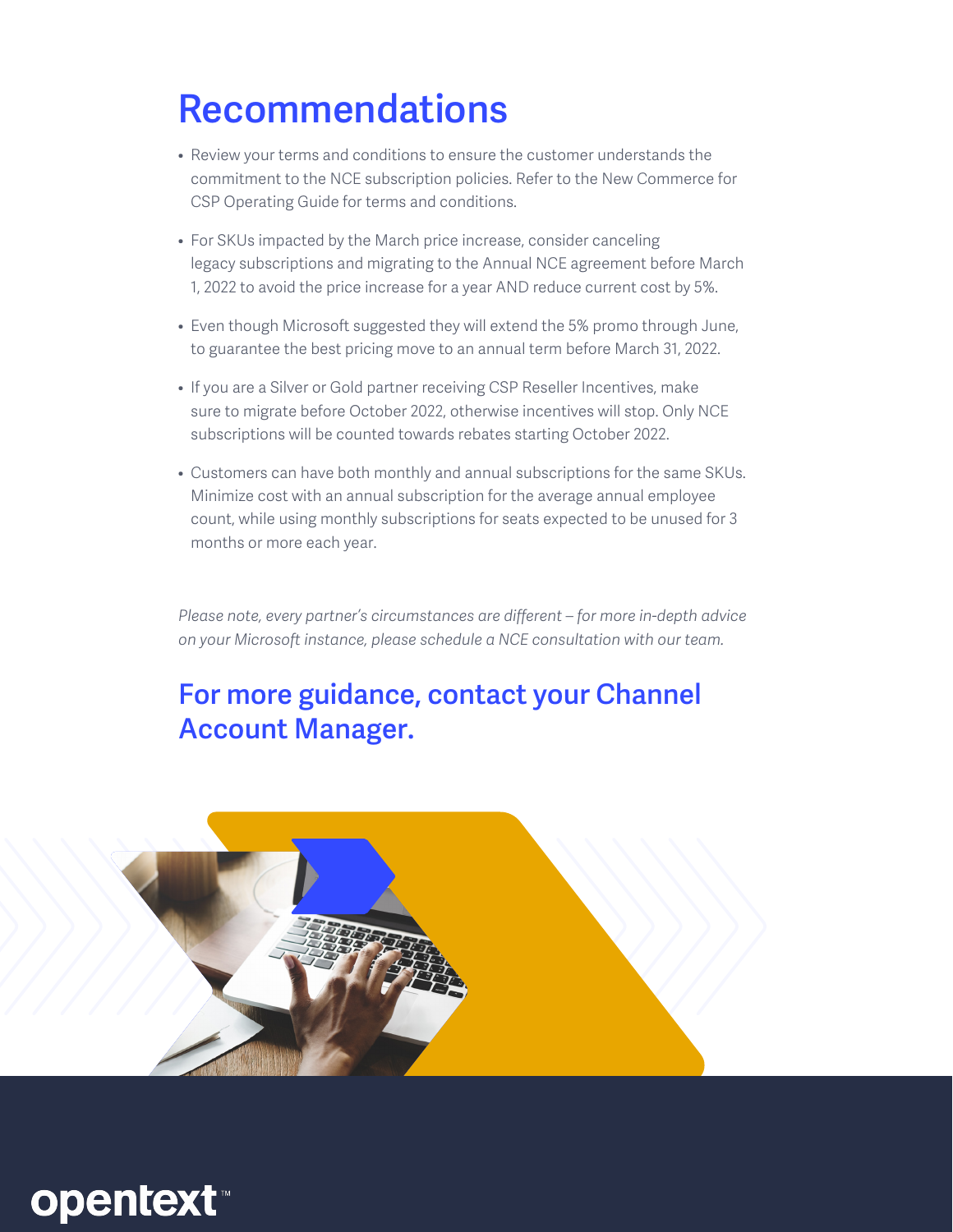# Recommendations

- Review your terms and conditions to ensure the customer understands the commitment to the NCE subscription policies. Refer to the New Commerce for CSP Operating Guide for terms and conditions.
- For SKUs impacted by the March price increase, consider canceling legacy subscriptions and migrating to the Annual NCE agreement before March 1, 2022 to avoid the price increase for a year AND reduce current cost by 5%.
- Even though Microsoft suggested they will extend the 5% promo through June, to guarantee the best pricing move to an annual term before March 31, 2022.
- If you are a Silver or Gold partner receiving CSP Reseller Incentives, make sure to migrate before October 2022, otherwise incentives will stop. Only NCE subscriptions will be counted towards rebates starting October 2022.
- Customers can have both monthly and annual subscriptions for the same SKUs. Minimize cost with an annual subscription for the average annual employee count, while using monthly subscriptions for seats expected to be unused for 3 months or more each year.

*Please note, every partner's circumstances are different – for more in-depth advice on your Microsoft instance, please schedule a NCE consultation with our team.*

## For more guidance, contact your Channel Account Manager.

opentext™